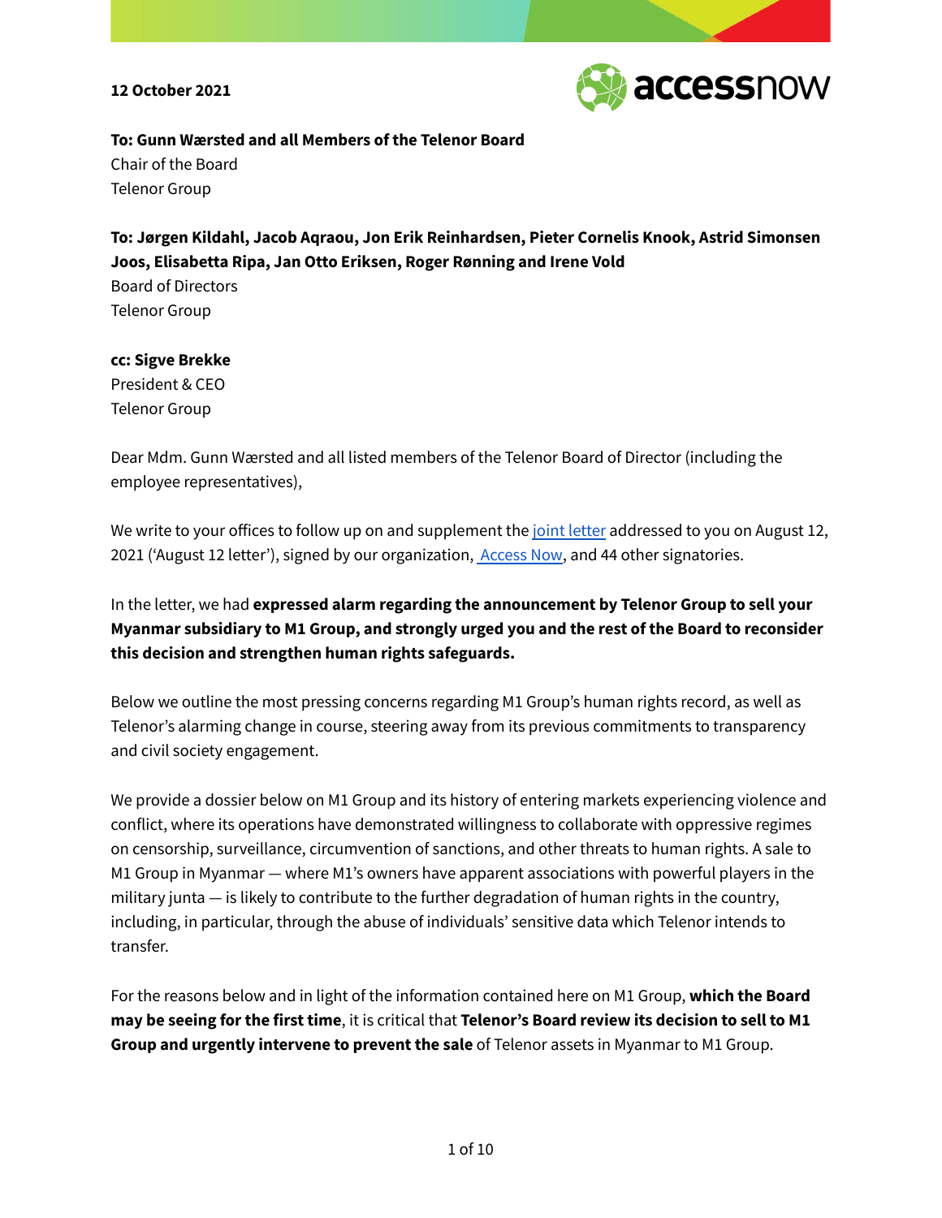**12 October 2021**

**To: Gunn Wærsted and all Members of the Telenor Board**
Chair of the Board
Telenor Group

**To: Jørgen Kildahl, Jacob Aqraou, Jon Erik Reinhardsen, Pieter Cornelis Knook, Astrid Simonsen Joos, Elisabetta Ripa, Jan Otto Eriksen, Roger Rønning and Irene Vold**
Board of Directors
Telenor Group

**cc: Sigve Brekke**
President & CEO
Telenor Group

Dear Mdm. Gunn Wærsted and all listed members of the Telenor Board of Director (including the employee representatives),

We write to your offices to follow up on and supplement the joint letter addressed to you on August 12, 2021 ('August 12 letter'), signed by our organization, Access Now, and 44 other signatories.

In the letter, we had **expressed alarm regarding the announcement by Telenor Group to sell your Myanmar subsidiary to M1 Group, and strongly urged you and the rest of the Board to reconsider this decision and strengthen human rights safeguards.**

Below we outline the most pressing concerns regarding M1 Group's human rights record, as well as Telenor's alarming change in course, steering away from its previous commitments to transparency and civil society engagement.

We provide a dossier below on M1 Group and its history of entering markets experiencing violence and conflict, where its operations have demonstrated willingness to collaborate with oppressive regimes on censorship, surveillance, circumvention of sanctions, and other threats to human rights. A sale to M1 Group in Myanmar — where M1's owners have apparent associations with powerful players in the military junta — is likely to contribute to the further degradation of human rights in the country, including, in particular, through the abuse of individuals' sensitive data which Telenor intends to transfer.

For the reasons below and in light of the information contained here on M1 Group, **which the Board may be seeing for the first time**, it is critical that **Telenor's Board review its decision to sell to M1 Group and urgently intervene to prevent the sale** of Telenor assets in Myanmar to M1 Group.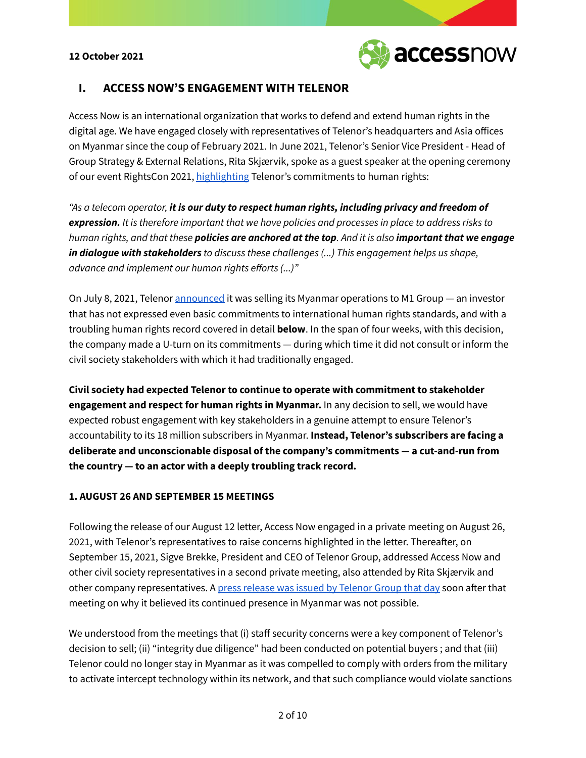12 October 2021

## I. ACCESS NOW'S ENGAGEMENT WITH TELENOR

Access Now is an international organization that works to defend and extend human rights in the digital age. We have engaged closely with representatives of Telenor's headquarters and Asia offices on Myanmar since the coup of February 2021. In June 2021, Telenor's Senior Vice President - Head of Group Strategy & External Relations, Rita Skjærvik, spoke as a guest speaker at the opening ceremony of our event RightsCon 2021, highlighting Telenor's commitments to human rights:

*"As a telecom operator, **it is our duty to respect human rights, including privacy and freedom of expression.** It is therefore important that we have policies and processes in place to address risks to human rights, and that these **policies are anchored at the top**. And it is also **important that we engage in dialogue with stakeholders** to discuss these challenges (...) This engagement helps us shape, advance and implement our human rights efforts (...)"*

On July 8, 2021, Telenor announced it was selling its Myanmar operations to M1 Group — an investor that has not expressed even basic commitments to international human rights standards, and with a troubling human rights record covered in detail **below**. In the span of four weeks, with this decision, the company made a U-turn on its commitments — during which time it did not consult or inform the civil society stakeholders with which it had traditionally engaged.

**Civil society had expected Telenor to continue to operate with commitment to stakeholder engagement and respect for human rights in Myanmar.** In any decision to sell, we would have expected robust engagement with key stakeholders in a genuine attempt to ensure Telenor's accountability to its 18 million subscribers in Myanmar. **Instead, Telenor's subscribers are facing a deliberate and unconscionable disposal of the company's commitments — a cut-and-run from the country — to an actor with a deeply troubling track record.**

### 1. AUGUST 26 AND SEPTEMBER 15 MEETINGS

Following the release of our August 12 letter, Access Now engaged in a private meeting on August 26, 2021, with Telenor's representatives to raise concerns highlighted in the letter. Thereafter, on September 15, 2021, Sigve Brekke, President and CEO of Telenor Group, addressed Access Now and other civil society representatives in a second private meeting, also attended by Rita Skjærvik and other company representatives. A press release was issued by Telenor Group that day soon after that meeting on why it believed its continued presence in Myanmar was not possible.

We understood from the meetings that (i) staff security concerns were a key component of Telenor's decision to sell; (ii) "integrity due diligence" had been conducted on potential buyers ; and that (iii) Telenor could no longer stay in Myanmar as it was compelled to comply with orders from the military to activate intercept technology within its network, and that such compliance would violate sanctions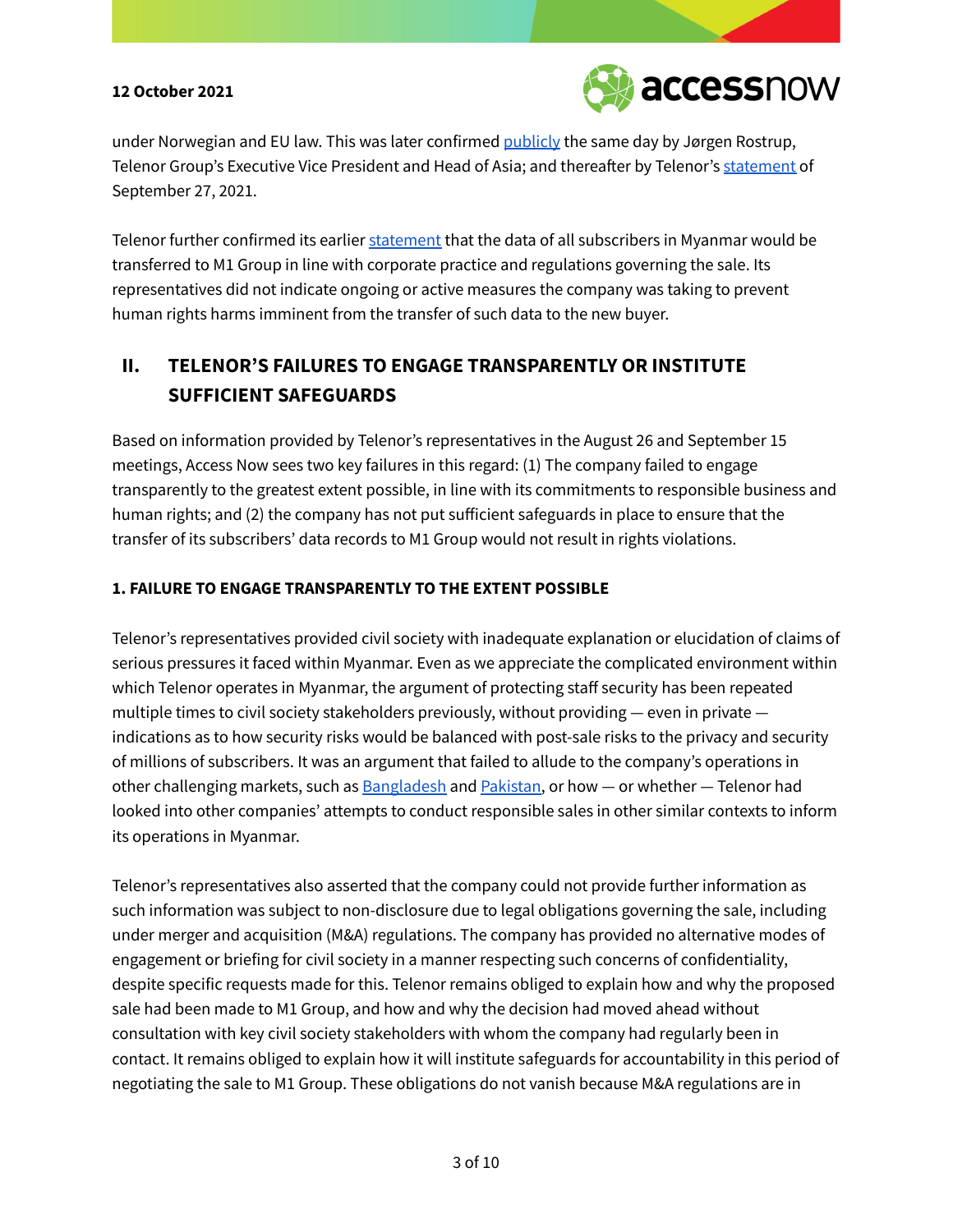under Norwegian and EU law. This was later confirmed publicly the same day by Jørgen Rostrup, Telenor Group's Executive Vice President and Head of Asia; and thereafter by Telenor's statement of September 27, 2021.

Telenor further confirmed its earlier statement that the data of all subscribers in Myanmar would be transferred to M1 Group in line with corporate practice and regulations governing the sale. Its representatives did not indicate ongoing or active measures the company was taking to prevent human rights harms imminent from the transfer of such data to the new buyer.

## II. TELENOR'S FAILURES TO ENGAGE TRANSPARENTLY OR INSTITUTE SUFFICIENT SAFEGUARDS

Based on information provided by Telenor's representatives in the August 26 and September 15 meetings, Access Now sees two key failures in this regard: (1) The company failed to engage transparently to the greatest extent possible, in line with its commitments to responsible business and human rights; and (2) the company has not put sufficient safeguards in place to ensure that the transfer of its subscribers' data records to M1 Group would not result in rights violations.

### 1. FAILURE TO ENGAGE TRANSPARENTLY TO THE EXTENT POSSIBLE

Telenor's representatives provided civil society with inadequate explanation or elucidation of claims of serious pressures it faced within Myanmar. Even as we appreciate the complicated environment within which Telenor operates in Myanmar, the argument of protecting staff security has been repeated multiple times to civil society stakeholders previously, without providing — even in private — indications as to how security risks would be balanced with post-sale risks to the privacy and security of millions of subscribers. It was an argument that failed to allude to the company's operations in other challenging markets, such as Bangladesh and Pakistan, or how — or whether — Telenor had looked into other companies' attempts to conduct responsible sales in other similar contexts to inform its operations in Myanmar.

Telenor's representatives also asserted that the company could not provide further information as such information was subject to non-disclosure due to legal obligations governing the sale, including under merger and acquisition (M&A) regulations. The company has provided no alternative modes of engagement or briefing for civil society in a manner respecting such concerns of confidentiality, despite specific requests made for this. Telenor remains obliged to explain how and why the proposed sale had been made to M1 Group, and how and why the decision had moved ahead without consultation with key civil society stakeholders with whom the company had regularly been in contact. It remains obliged to explain how it will institute safeguards for accountability in this period of negotiating the sale to M1 Group. These obligations do not vanish because M&A regulations are in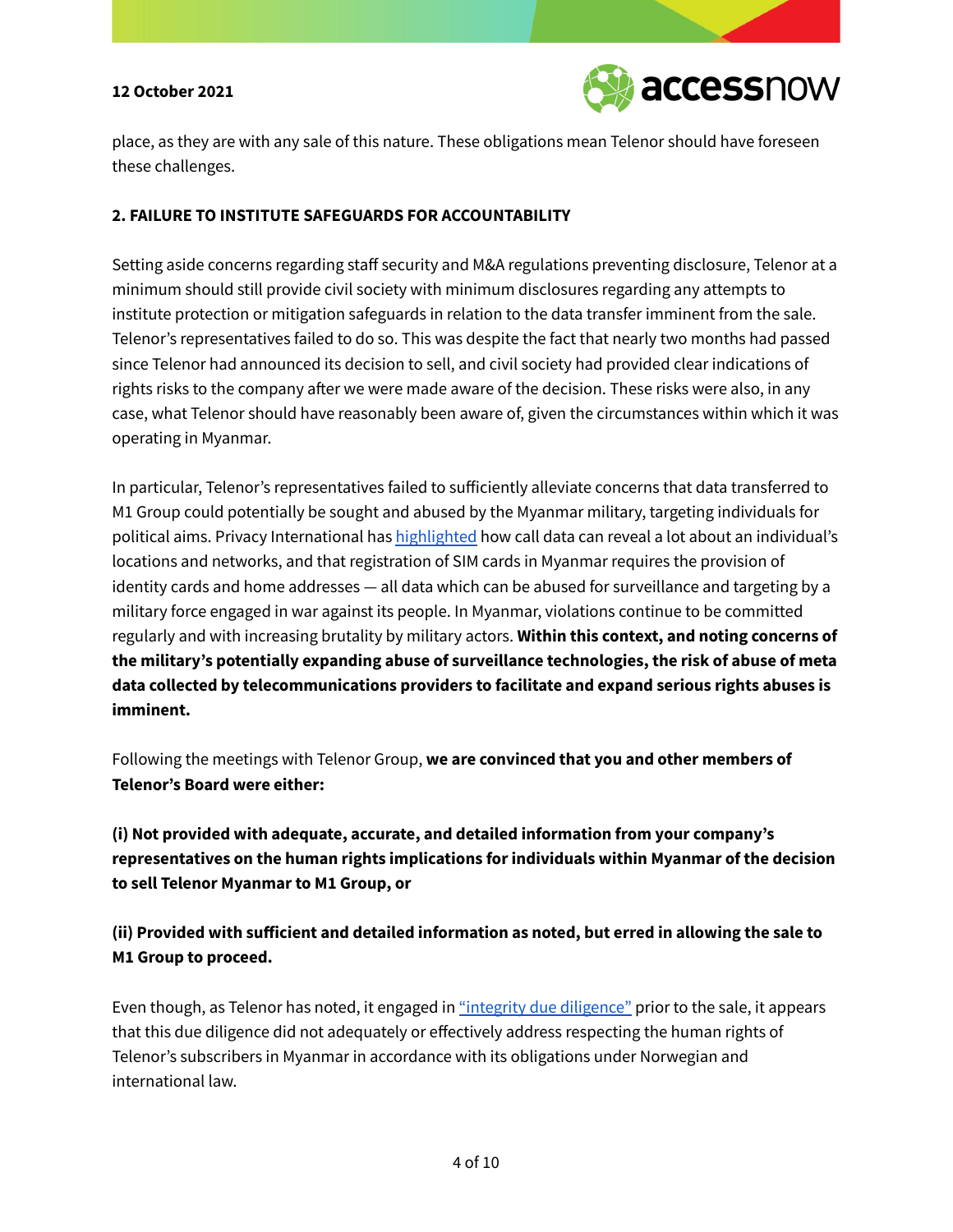place, as they are with any sale of this nature. These obligations mean Telenor should have foreseen these challenges.

## 2. FAILURE TO INSTITUTE SAFEGUARDS FOR ACCOUNTABILITY

Setting aside concerns regarding staff security and M&A regulations preventing disclosure, Telenor at a minimum should still provide civil society with minimum disclosures regarding any attempts to institute protection or mitigation safeguards in relation to the data transfer imminent from the sale. Telenor's representatives failed to do so. This was despite the fact that nearly two months had passed since Telenor had announced its decision to sell, and civil society had provided clear indications of rights risks to the company after we were made aware of the decision. These risks were also, in any case, what Telenor should have reasonably been aware of, given the circumstances within which it was operating in Myanmar.

In particular, Telenor's representatives failed to sufficiently alleviate concerns that data transferred to M1 Group could potentially be sought and abused by the Myanmar military, targeting individuals for political aims. Privacy International has highlighted how call data can reveal a lot about an individual's locations and networks, and that registration of SIM cards in Myanmar requires the provision of identity cards and home addresses — all data which can be abused for surveillance and targeting by a military force engaged in war against its people. In Myanmar, violations continue to be committed regularly and with increasing brutality by military actors. **Within this context, and noting concerns of the military's potentially expanding abuse of surveillance technologies, the risk of abuse of meta data collected by telecommunications providers to facilitate and expand serious rights abuses is imminent.**

Following the meetings with Telenor Group, **we are convinced that you and other members of Telenor's Board were either:**

**(i) Not provided with adequate, accurate, and detailed information from your company's representatives on the human rights implications for individuals within Myanmar of the decision to sell Telenor Myanmar to M1 Group, or**

**(ii) Provided with sufficient and detailed information as noted, but erred in allowing the sale to M1 Group to proceed.**

Even though, as Telenor has noted, it engaged in "integrity due diligence" prior to the sale, it appears that this due diligence did not adequately or effectively address respecting the human rights of Telenor's subscribers in Myanmar in accordance with its obligations under Norwegian and international law.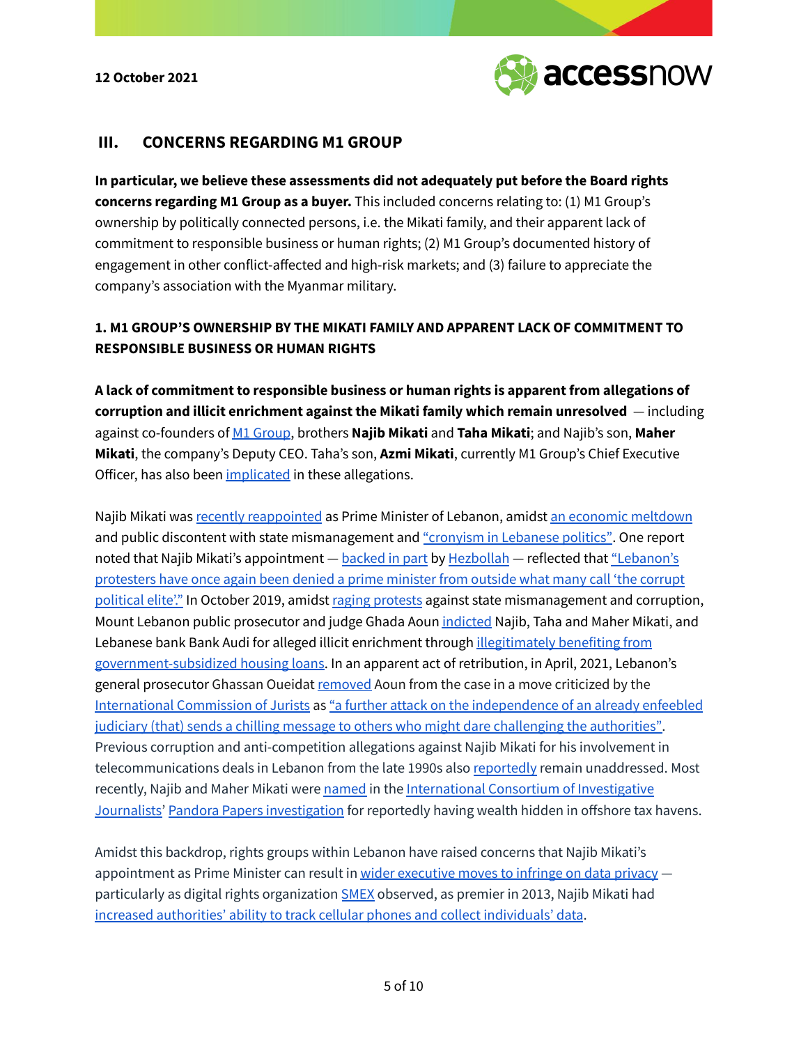## III. CONCERNS REGARDING M1 GROUP

**In particular, we believe these assessments did not adequately put before the Board rights concerns regarding M1 Group as a buyer.** This included concerns relating to: (1) M1 Group's ownership by politically connected persons, i.e. the Mikati family, and their apparent lack of commitment to responsible business or human rights; (2) M1 Group's documented history of engagement in other conflict-affected and high-risk markets; and (3) failure to appreciate the company's association with the Myanmar military.

### 1. M1 GROUP'S OWNERSHIP BY THE MIKATI FAMILY AND APPARENT LACK OF COMMITMENT TO RESPONSIBLE BUSINESS OR HUMAN RIGHTS

**A lack of commitment to responsible business or human rights is apparent from allegations of corruption and illicit enrichment against the Mikati family which remain unresolved** — including against co-founders of M1 Group, brothers **Najib Mikati** and **Taha Mikati**; and Najib's son, **Maher Mikati**, the company's Deputy CEO. Taha's son, **Azmi Mikati**, currently M1 Group's Chief Executive Officer, has also been implicated in these allegations.

Najib Mikati was recently reappointed as Prime Minister of Lebanon, amidst an economic meltdown and public discontent with state mismanagement and "cronyism in Lebanese politics". One report noted that Najib Mikati's appointment — backed in part by Hezbollah — reflected that "Lebanon's protesters have once again been denied a prime minister from outside what many call 'the corrupt political elite'." In October 2019, amidst raging protests against state mismanagement and corruption, Mount Lebanon public prosecutor and judge Ghada Aoun indicted Najib, Taha and Maher Mikati, and Lebanese bank Bank Audi for alleged illicit enrichment through illegitimately benefiting from government-subsidized housing loans. In an apparent act of retribution, in April, 2021, Lebanon's general prosecutor Ghassan Oueidat removed Aoun from the case in a move criticized by the International Commission of Jurists as "a further attack on the independence of an already enfeebled judiciary (that) sends a chilling message to others who might dare challenging the authorities". Previous corruption and anti-competition allegations against Najib Mikati for his involvement in telecommunications deals in Lebanon from the late 1990s also reportedly remain unaddressed. Most recently, Najib and Maher Mikati were named in the International Consortium of Investigative Journalists' Pandora Papers investigation for reportedly having wealth hidden in offshore tax havens.

Amidst this backdrop, rights groups within Lebanon have raised concerns that Najib Mikati's appointment as Prime Minister can result in wider executive moves to infringe on data privacy — particularly as digital rights organization SMEX observed, as premier in 2013, Najib Mikati had increased authorities' ability to track cellular phones and collect individuals' data.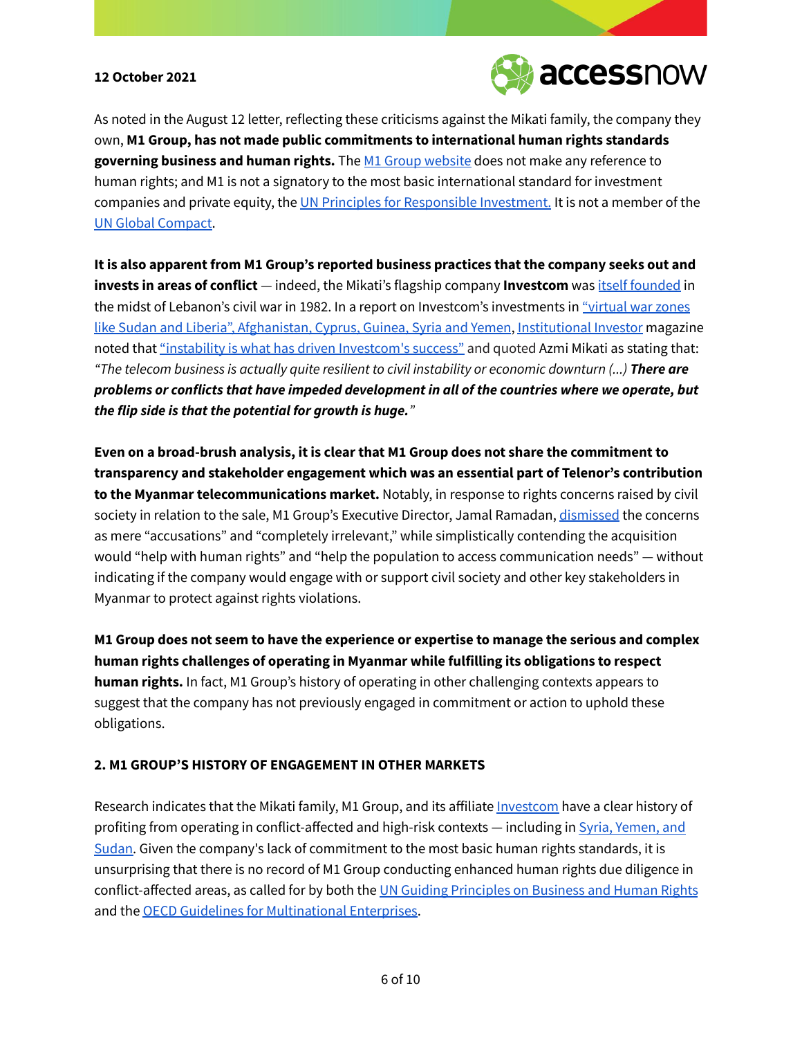As noted in the August 12 letter, reflecting these criticisms against the Mikati family, the company they own, **M1 Group, has not made public commitments to international human rights standards governing business and human rights.** The M1 Group website does not make any reference to human rights; and M1 is not a signatory to the most basic international standard for investment companies and private equity, the UN Principles for Responsible Investment. It is not a member of the UN Global Compact.

**It is also apparent from M1 Group's reported business practices that the company seeks out and invests in areas of conflict** — indeed, the Mikati's flagship company **Investcom** was itself founded in the midst of Lebanon's civil war in 1982. In a report on Investcom's investments in "virtual war zones like Sudan and Liberia", Afghanistan, Cyprus, Guinea, Syria and Yemen, Institutional Investor magazine noted that "instability is what has driven Investcom's success" and quoted Azmi Mikati as stating that: *"The telecom business is actually quite resilient to civil instability or economic downturn (...) **There are problems or conflicts that have impeded development in all of the countries where we operate, but the flip side is that the potential for growth is huge.**"*

**Even on a broad-brush analysis, it is clear that M1 Group does not share the commitment to transparency and stakeholder engagement which was an essential part of Telenor's contribution to the Myanmar telecommunications market.** Notably, in response to rights concerns raised by civil society in relation to the sale, M1 Group's Executive Director, Jamal Ramadan, dismissed the concerns as mere "accusations" and "completely irrelevant," while simplistically contending the acquisition would "help with human rights" and "help the population to access communication needs" — without indicating if the company would engage with or support civil society and other key stakeholders in Myanmar to protect against rights violations.

**M1 Group does not seem to have the experience or expertise to manage the serious and complex human rights challenges of operating in Myanmar while fulfilling its obligations to respect human rights.** In fact, M1 Group's history of operating in other challenging contexts appears to suggest that the company has not previously engaged in commitment or action to uphold these obligations.

### 2. M1 GROUP'S HISTORY OF ENGAGEMENT IN OTHER MARKETS

Research indicates that the Mikati family, M1 Group, and its affiliate Investcom have a clear history of profiting from operating in conflict-affected and high-risk contexts — including in Syria, Yemen, and Sudan. Given the company's lack of commitment to the most basic human rights standards, it is unsurprising that there is no record of M1 Group conducting enhanced human rights due diligence in conflict-affected areas, as called for by both the UN Guiding Principles on Business and Human Rights and the OECD Guidelines for Multinational Enterprises.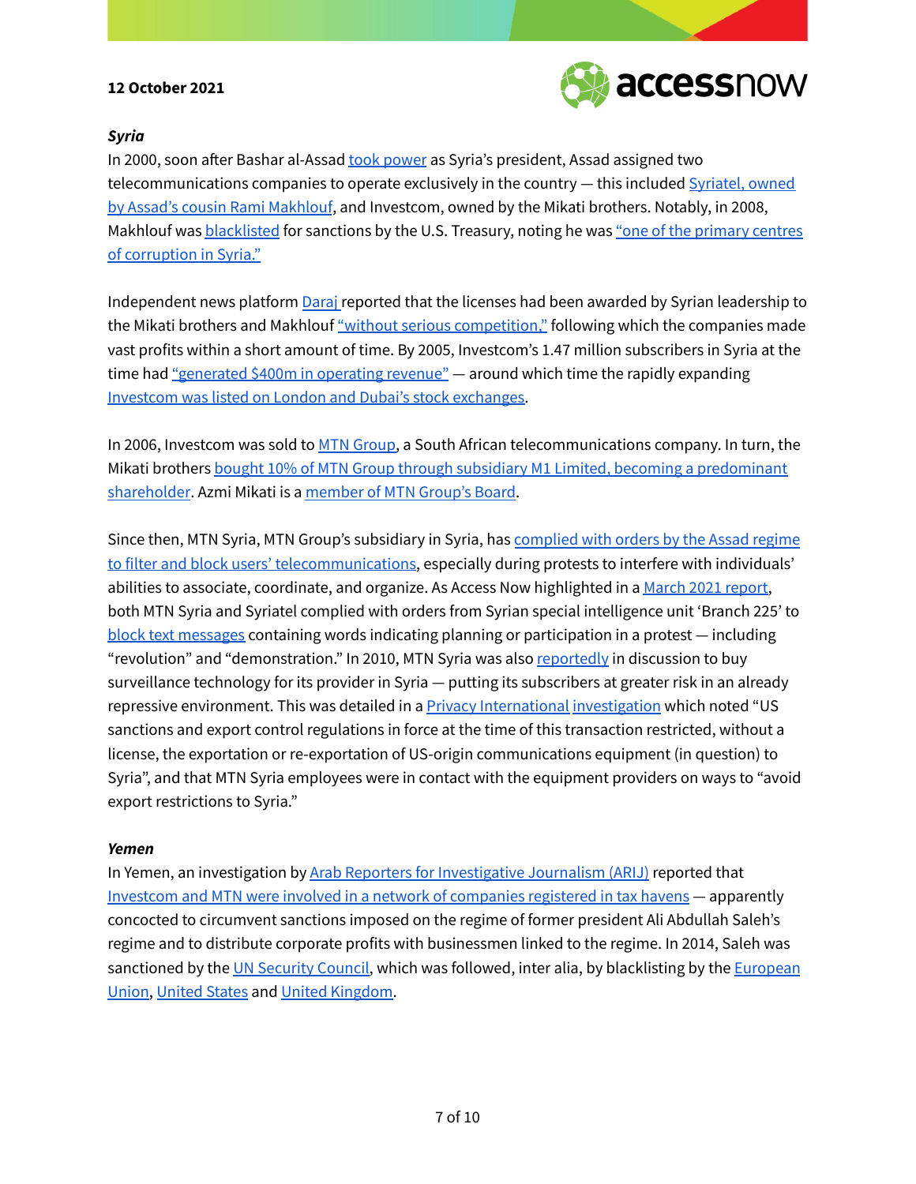### *Syria*

In 2000, soon after Bashar al-Assad took power as Syria's president, Assad assigned two telecommunications companies to operate exclusively in the country — this included Syriatel, owned by Assad's cousin Rami Makhlouf, and Investcom, owned by the Mikati brothers. Notably, in 2008, Makhlouf was blacklisted for sanctions by the U.S. Treasury, noting he was "one of the primary centres of corruption in Syria."

Independent news platform Daraj reported that the licenses had been awarded by Syrian leadership to the Mikati brothers and Makhlouf "without serious competition," following which the companies made vast profits within a short amount of time. By 2005, Investcom's 1.47 million subscribers in Syria at the time had "generated $400m in operating revenue" — around which time the rapidly expanding Investcom was listed on London and Dubai's stock exchanges.

In 2006, Investcom was sold to MTN Group, a South African telecommunications company. In turn, the Mikati brothers bought 10% of MTN Group through subsidiary M1 Limited, becoming a predominant shareholder. Azmi Mikati is a member of MTN Group's Board.

Since then, MTN Syria, MTN Group's subsidiary in Syria, has complied with orders by the Assad regime to filter and block users' telecommunications, especially during protests to interfere with individuals' abilities to associate, coordinate, and organize. As Access Now highlighted in a March 2021 report, both MTN Syria and Syriatel complied with orders from Syrian special intelligence unit 'Branch 225' to block text messages containing words indicating planning or participation in a protest — including "revolution" and "demonstration." In 2010, MTN Syria was also reportedly in discussion to buy surveillance technology for its provider in Syria — putting its subscribers at greater risk in an already repressive environment. This was detailed in a Privacy International investigation which noted "US sanctions and export control regulations in force at the time of this transaction restricted, without a license, the exportation or re-exportation of US-origin communications equipment (in question) to Syria", and that MTN Syria employees were in contact with the equipment providers on ways to "avoid export restrictions to Syria."

### *Yemen*

In Yemen, an investigation by Arab Reporters for Investigative Journalism (ARIJ) reported that Investcom and MTN were involved in a network of companies registered in tax havens — apparently concocted to circumvent sanctions imposed on the regime of former president Ali Abdullah Saleh's regime and to distribute corporate profits with businessmen linked to the regime. In 2014, Saleh was sanctioned by the UN Security Council, which was followed, inter alia, by blacklisting by the European Union, United States and United Kingdom.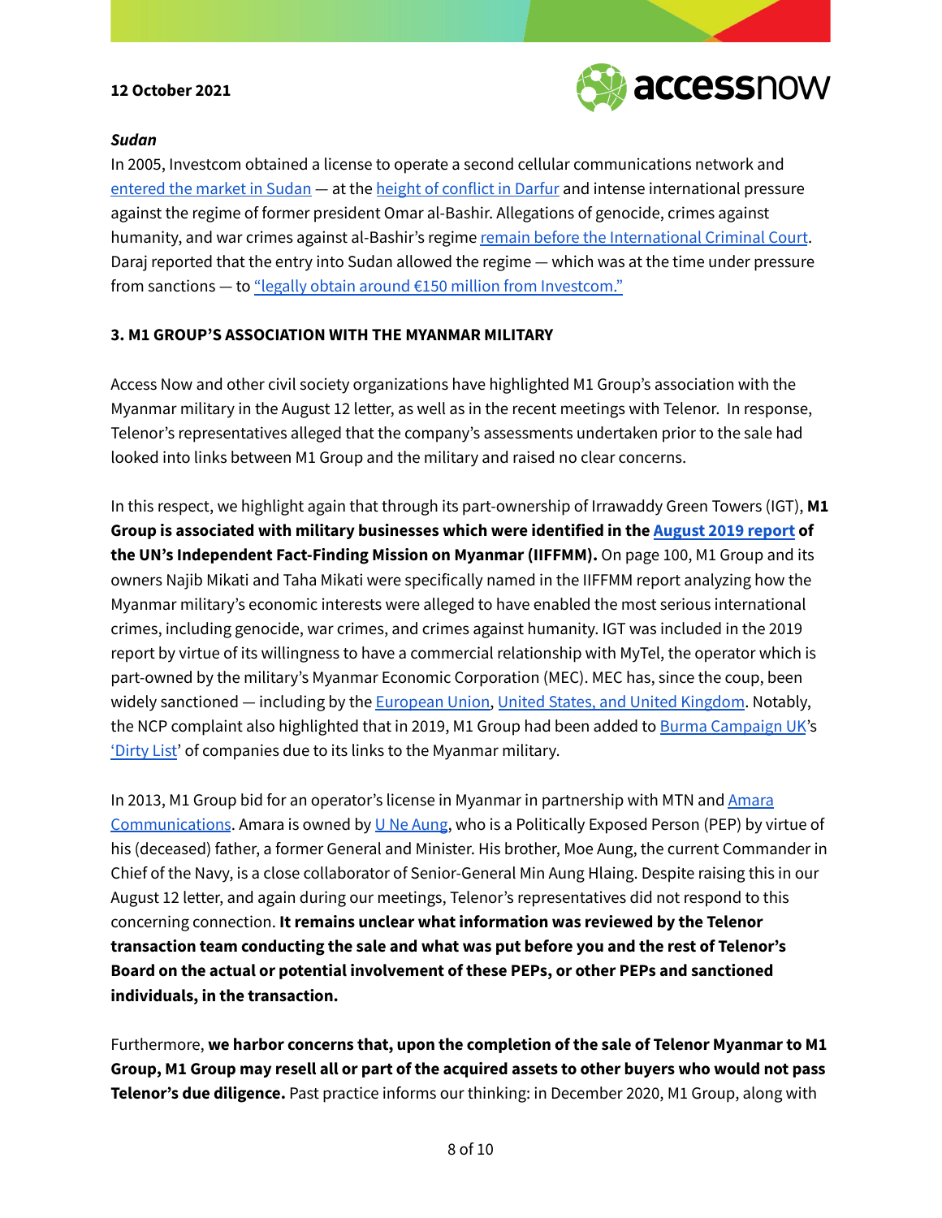***Sudan***

In 2005, Investcom obtained a license to operate a second cellular communications network and entered the market in Sudan — at the height of conflict in Darfur and intense international pressure against the regime of former president Omar al-Bashir. Allegations of genocide, crimes against humanity, and war crimes against al-Bashir's regime remain before the International Criminal Court. Daraj reported that the entry into Sudan allowed the regime — which was at the time under pressure from sanctions — to "legally obtain around €150 million from Investcom."

## 3. M1 GROUP'S ASSOCIATION WITH THE MYANMAR MILITARY

Access Now and other civil society organizations have highlighted M1 Group's association with the Myanmar military in the August 12 letter, as well as in the recent meetings with Telenor. In response, Telenor's representatives alleged that the company's assessments undertaken prior to the sale had looked into links between M1 Group and the military and raised no clear concerns.

In this respect, we highlight again that through its part-ownership of Irrawaddy Green Towers (IGT), **M1 Group is associated with military businesses which were identified in the August 2019 report of the UN's Independent Fact-Finding Mission on Myanmar (IIFFMM).** On page 100, M1 Group and its owners Najib Mikati and Taha Mikati were specifically named in the IIFFMM report analyzing how the Myanmar military's economic interests were alleged to have enabled the most serious international crimes, including genocide, war crimes, and crimes against humanity. IGT was included in the 2019 report by virtue of its willingness to have a commercial relationship with MyTel, the operator which is part-owned by the military's Myanmar Economic Corporation (MEC). MEC has, since the coup, been widely sanctioned — including by the European Union, United States, and United Kingdom. Notably, the NCP complaint also highlighted that in 2019, M1 Group had been added to Burma Campaign UK's 'Dirty List' of companies due to its links to the Myanmar military.

In 2013, M1 Group bid for an operator's license in Myanmar in partnership with MTN and Amara Communications. Amara is owned by U Ne Aung, who is a Politically Exposed Person (PEP) by virtue of his (deceased) father, a former General and Minister. His brother, Moe Aung, the current Commander in Chief of the Navy, is a close collaborator of Senior-General Min Aung Hlaing. Despite raising this in our August 12 letter, and again during our meetings, Telenor's representatives did not respond to this concerning connection. **It remains unclear what information was reviewed by the Telenor transaction team conducting the sale and what was put before you and the rest of Telenor's Board on the actual or potential involvement of these PEPs, or other PEPs and sanctioned individuals, in the transaction.**

Furthermore, **we harbor concerns that, upon the completion of the sale of Telenor Myanmar to M1 Group, M1 Group may resell all or part of the acquired assets to other buyers who would not pass Telenor's due diligence.** Past practice informs our thinking: in December 2020, M1 Group, along with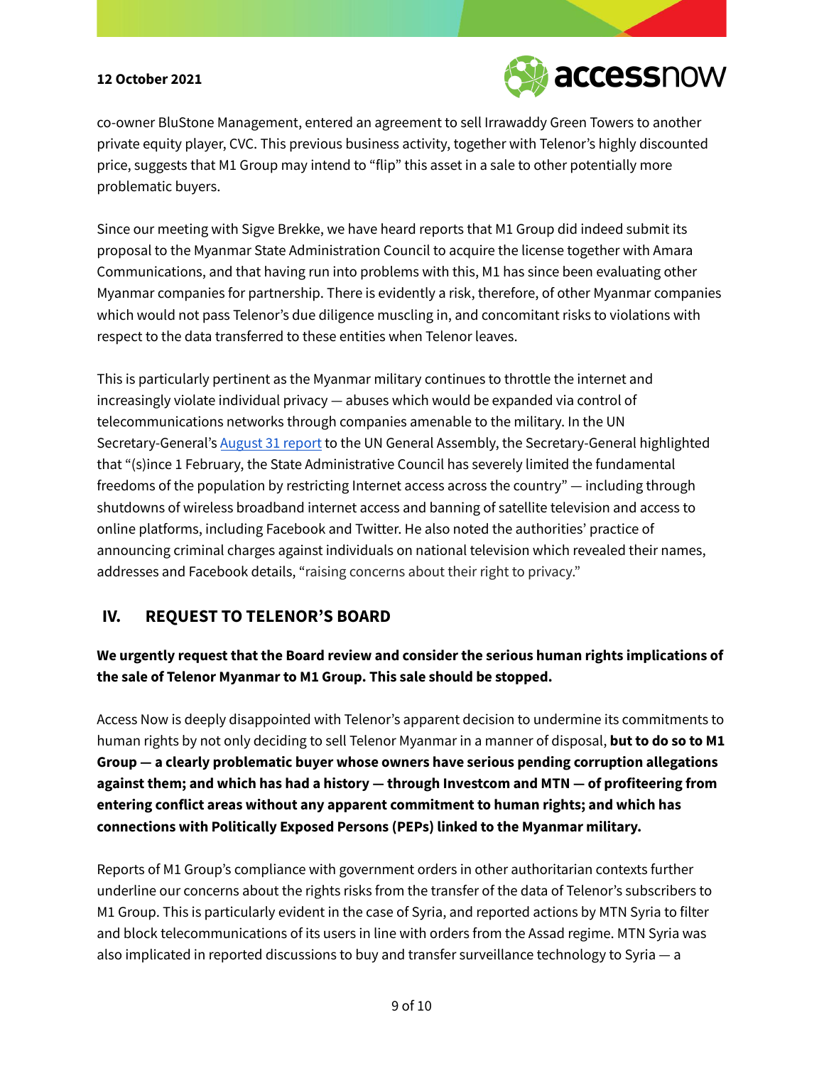co-owner BluStone Management, entered an agreement to sell Irrawaddy Green Towers to another private equity player, CVC. This previous business activity, together with Telenor's highly discounted price, suggests that M1 Group may intend to "flip" this asset in a sale to other potentially more problematic buyers.

Since our meeting with Sigve Brekke, we have heard reports that M1 Group did indeed submit its proposal to the Myanmar State Administration Council to acquire the license together with Amara Communications, and that having run into problems with this, M1 has since been evaluating other Myanmar companies for partnership. There is evidently a risk, therefore, of other Myanmar companies which would not pass Telenor's due diligence muscling in, and concomitant risks to violations with respect to the data transferred to these entities when Telenor leaves.

This is particularly pertinent as the Myanmar military continues to throttle the internet and increasingly violate individual privacy — abuses which would be expanded via control of telecommunications networks through companies amenable to the military. In the UN Secretary-General's [August 31 report] to the UN General Assembly, the Secretary-General highlighted that "(s)ince 1 February, the State Administrative Council has severely limited the fundamental freedoms of the population by restricting Internet access across the country" — including through shutdowns of wireless broadband internet access and banning of satellite television and access to online platforms, including Facebook and Twitter. He also noted the authorities' practice of announcing criminal charges against individuals on national television which revealed their names, addresses and Facebook details, "raising concerns about their right to privacy."

## IV. REQUEST TO TELENOR'S BOARD

**We urgently request that the Board review and consider the serious human rights implications of the sale of Telenor Myanmar to M1 Group. This sale should be stopped.**

Access Now is deeply disappointed with Telenor's apparent decision to undermine its commitments to human rights by not only deciding to sell Telenor Myanmar in a manner of disposal, **but to do so to M1 Group — a clearly problematic buyer whose owners have serious pending corruption allegations against them; and which has had a history — through Investcom and MTN — of profiteering from entering conflict areas without any apparent commitment to human rights; and which has connections with Politically Exposed Persons (PEPs) linked to the Myanmar military.**

Reports of M1 Group's compliance with government orders in other authoritarian contexts further underline our concerns about the rights risks from the transfer of the data of Telenor's subscribers to M1 Group. This is particularly evident in the case of Syria, and reported actions by MTN Syria to filter and block telecommunications of its users in line with orders from the Assad regime. MTN Syria was also implicated in reported discussions to buy and transfer surveillance technology to Syria — a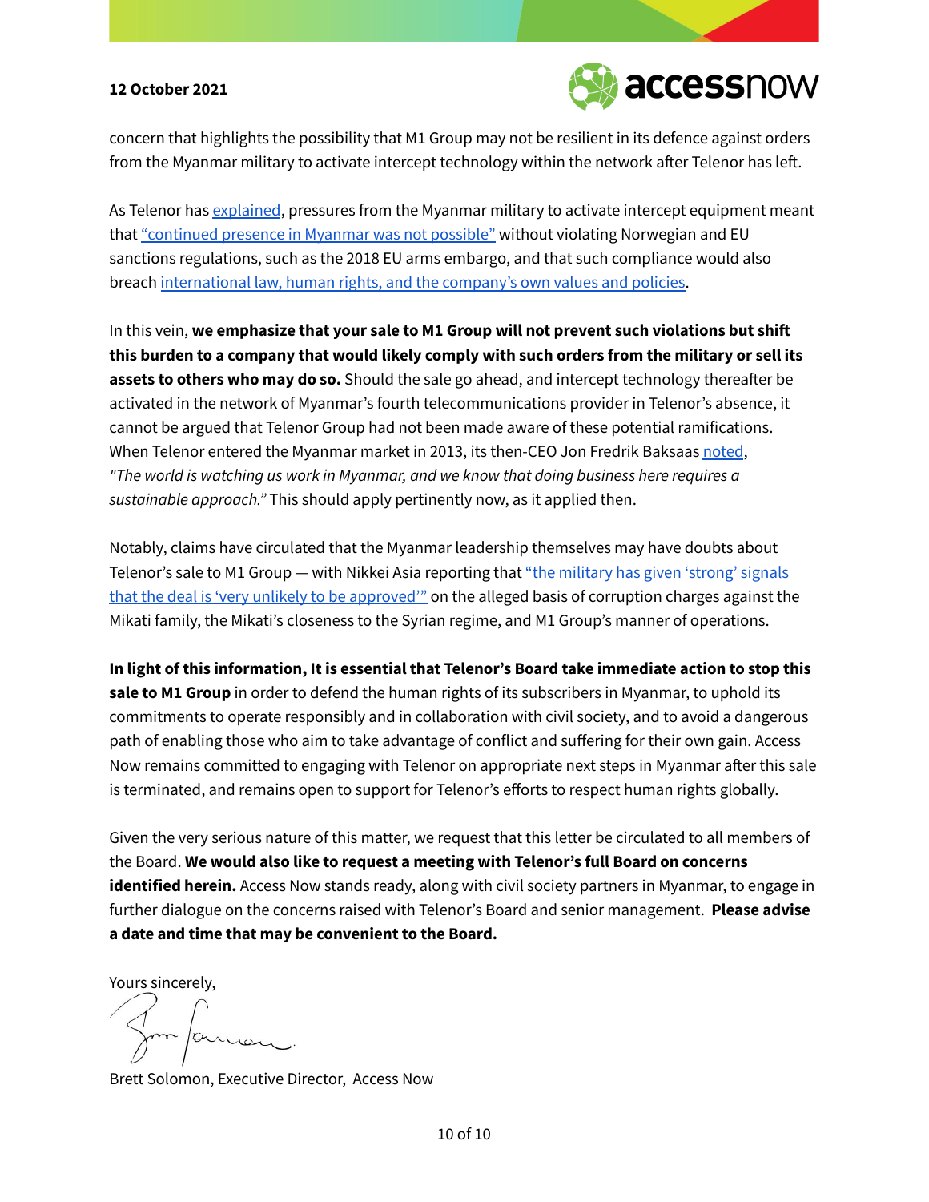concern that highlights the possibility that M1 Group may not be resilient in its defence against orders from the Myanmar military to activate intercept technology within the network after Telenor has left.

As Telenor has explained, pressures from the Myanmar military to activate intercept equipment meant that "continued presence in Myanmar was not possible" without violating Norwegian and EU sanctions regulations, such as the 2018 EU arms embargo, and that such compliance would also breach international law, human rights, and the company's own values and policies.

In this vein, **we emphasize that your sale to M1 Group will not prevent such violations but shift this burden to a company that would likely comply with such orders from the military or sell its assets to others who may do so.** Should the sale go ahead, and intercept technology thereafter be activated in the network of Myanmar's fourth telecommunications provider in Telenor's absence, it cannot be argued that Telenor Group had not been made aware of these potential ramifications. When Telenor entered the Myanmar market in 2013, its then-CEO Jon Fredrik Baksaas noted, *"The world is watching us work in Myanmar, and we know that doing business here requires a sustainable approach."* This should apply pertinently now, as it applied then.

Notably, claims have circulated that the Myanmar leadership themselves may have doubts about Telenor's sale to M1 Group — with Nikkei Asia reporting that "the military has given 'strong' signals that the deal is 'very unlikely to be approved'" on the alleged basis of corruption charges against the Mikati family, the Mikati's closeness to the Syrian regime, and M1 Group's manner of operations.

**In light of this information, It is essential that Telenor's Board take immediate action to stop this sale to M1 Group** in order to defend the human rights of its subscribers in Myanmar, to uphold its commitments to operate responsibly and in collaboration with civil society, and to avoid a dangerous path of enabling those who aim to take advantage of conflict and suffering for their own gain. Access Now remains committed to engaging with Telenor on appropriate next steps in Myanmar after this sale is terminated, and remains open to support for Telenor's efforts to respect human rights globally.

Given the very serious nature of this matter, we request that this letter be circulated to all members of the Board. **We would also like to request a meeting with Telenor's full Board on concerns identified herein.** Access Now stands ready, along with civil society partners in Myanmar, to engage in further dialogue on the concerns raised with Telenor's Board and senior management. **Please advise a date and time that may be convenient to the Board.**

Yours sincerely,

Brett Solomon, Executive Director, Access Now